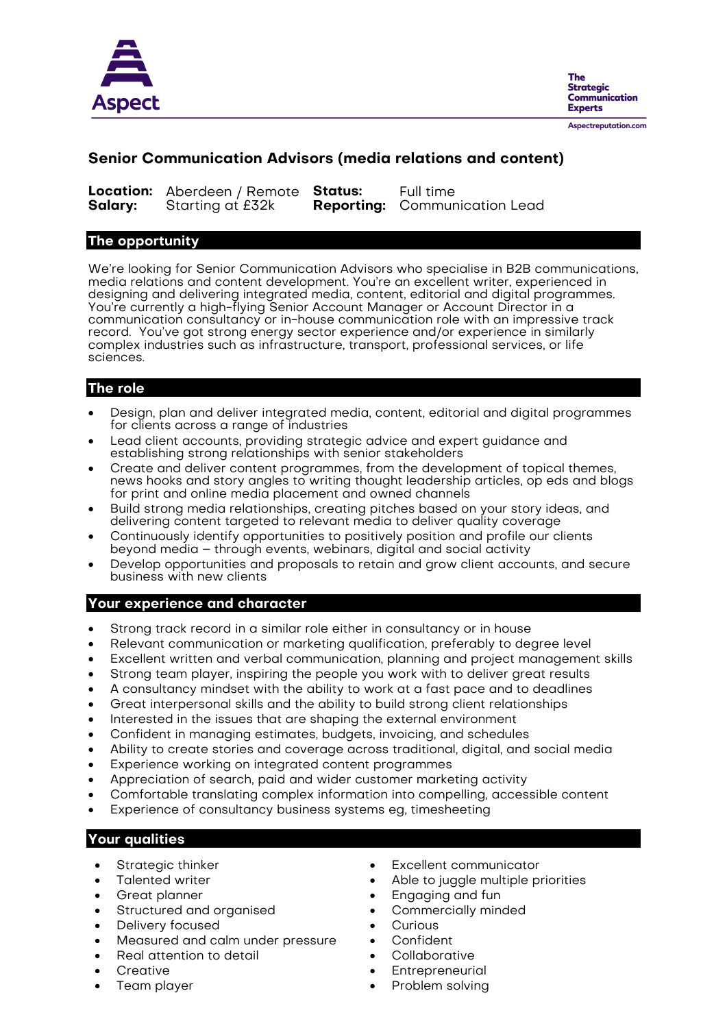Aspect

The Strategic Communication Experts

Aspectreputation.com

# Senior Communication Advisors (media relations and content)

| | | | |
|---|---|---|---|
| **Location:** | Aberdeen / Remote | **Status:** | Full time |
| **Salary:** | Starting at £32k | **Reporting:** | Communication Lead |

## The opportunity

We're looking for Senior Communication Advisors who specialise in B2B communications, media relations and content development. You're an excellent writer, experienced in designing and delivering integrated media, content, editorial and digital programmes. You're currently a high-flying Senior Account Manager or Account Director in a communication consultancy or in-house communication role with an impressive track record. You've got strong energy sector experience and/or experience in similarly complex industries such as infrastructure, transport, professional services, or life sciences.

## The role

- Design, plan and deliver integrated media, content, editorial and digital programmes for clients across a range of industries
- Lead client accounts, providing strategic advice and expert guidance and establishing strong relationships with senior stakeholders
- Create and deliver content programmes, from the development of topical themes, news hooks and story angles to writing thought leadership articles, op eds and blogs for print and online media placement and owned channels
- Build strong media relationships, creating pitches based on your story ideas, and delivering content targeted to relevant media to deliver quality coverage
- Continuously identify opportunities to positively position and profile our clients beyond media – through events, webinars, digital and social activity
- Develop opportunities and proposals to retain and grow client accounts, and secure business with new clients

## Your experience and character

- Strong track record in a similar role either in consultancy or in house
- Relevant communication or marketing qualification, preferably to degree level
- Excellent written and verbal communication, planning and project management skills
- Strong team player, inspiring the people you work with to deliver great results
- A consultancy mindset with the ability to work at a fast pace and to deadlines
- Great interpersonal skills and the ability to build strong client relationships
- Interested in the issues that are shaping the external environment
- Confident in managing estimates, budgets, invoicing, and schedules
- Ability to create stories and coverage across traditional, digital, and social media
- Experience working on integrated content programmes
- Appreciation of search, paid and wider customer marketing activity
- Comfortable translating complex information into compelling, accessible content
- Experience of consultancy business systems eg, timesheeting

## Your qualities

- Strategic thinker
- Talented writer
- Great planner
- Structured and organised
- Delivery focused
- Measured and calm under pressure
- Real attention to detail
- Creative
- Team player
- Excellent communicator
- Able to juggle multiple priorities
- Engaging and fun
- Commercially minded
- Curious
- Confident
- Collaborative
- Entrepreneurial
- Problem solving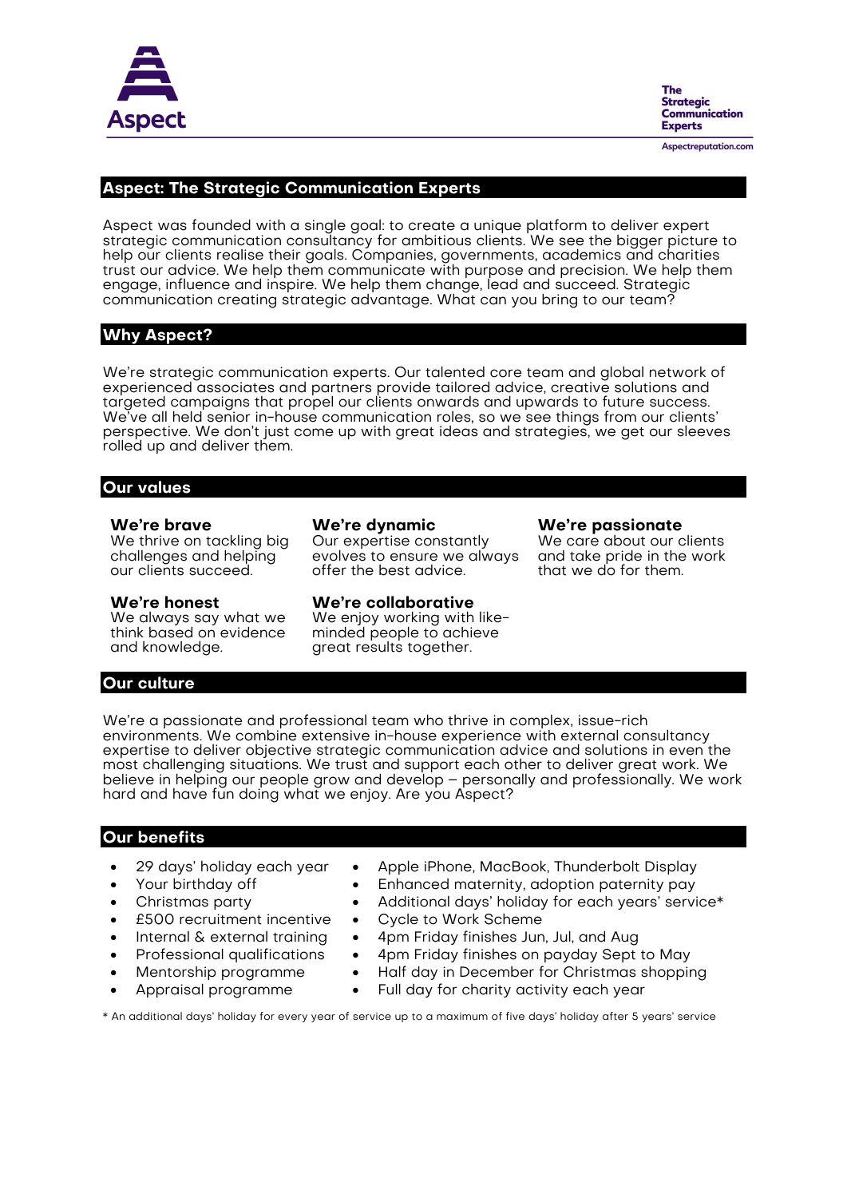Aspect

The Strategic Communication Experts

Aspectreputation.com

## Aspect: The Strategic Communication Experts

Aspect was founded with a single goal: to create a unique platform to deliver expert strategic communication consultancy for ambitious clients. We see the bigger picture to help our clients realise their goals. Companies, governments, academics and charities trust our advice. We help them communicate with purpose and precision. We help them engage, influence and inspire. We help them change, lead and succeed. Strategic communication creating strategic advantage. What can you bring to our team?

## Why Aspect?

We're strategic communication experts. Our talented core team and global network of experienced associates and partners provide tailored advice, creative solutions and targeted campaigns that propel our clients onwards and upwards to future success. We've all held senior in-house communication roles, so we see things from our clients' perspective. We don't just come up with great ideas and strategies, we get our sleeves rolled up and deliver them.

## Our values

**We're brave**
We thrive on tackling big challenges and helping our clients succeed.

**We're dynamic**
Our expertise constantly evolves to ensure we always offer the best advice.

**We're passionate**
We care about our clients and take pride in the work that we do for them.

**We're honest**
We always say what we think based on evidence and knowledge.

**We're collaborative**
We enjoy working with like-minded people to achieve great results together.

## Our culture

We're a passionate and professional team who thrive in complex, issue-rich environments. We combine extensive in-house experience with external consultancy expertise to deliver objective strategic communication advice and solutions in even the most challenging situations. We trust and support each other to deliver great work. We believe in helping our people grow and develop – personally and professionally. We work hard and have fun doing what we enjoy. Are you Aspect?

## Our benefits

- 29 days' holiday each year
- Your birthday off
- Christmas party
- £500 recruitment incentive
- Internal & external training
- Professional qualifications
- Mentorship programme
- Appraisal programme
- Apple iPhone, MacBook, Thunderbolt Display
- Enhanced maternity, adoption paternity pay
- Additional days' holiday for each years' service*
- Cycle to Work Scheme
- 4pm Friday finishes Jun, Jul, and Aug
- 4pm Friday finishes on payday Sept to May
- Half day in December for Christmas shopping
- Full day for charity activity each year

* An additional days' holiday for every year of service up to a maximum of five days' holiday after 5 years' service